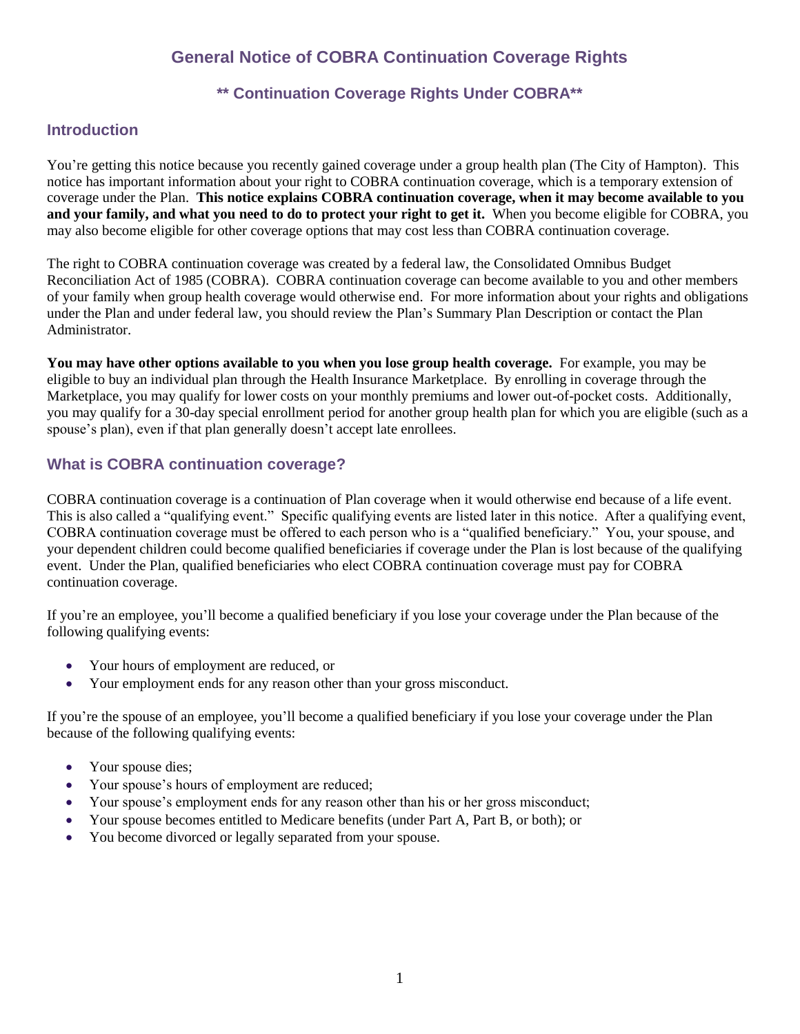# General Notice of COBRA Continuation Coverage Rights

## ** Continuation Coverage Rights Under COBRA**

### Introduction

You're getting this notice because you recently gained coverage under a group health plan (The City of Hampton). This notice has important information about your right to COBRA continuation coverage, which is a temporary extension of coverage under the Plan. **This notice explains COBRA continuation coverage, when it may become available to you and your family, and what you need to do to protect your right to get it.** When you become eligible for COBRA, you may also become eligible for other coverage options that may cost less than COBRA continuation coverage.

The right to COBRA continuation coverage was created by a federal law, the Consolidated Omnibus Budget Reconciliation Act of 1985 (COBRA). COBRA continuation coverage can become available to you and other members of your family when group health coverage would otherwise end. For more information about your rights and obligations under the Plan and under federal law, you should review the Plan's Summary Plan Description or contact the Plan Administrator.

**You may have other options available to you when you lose group health coverage.** For example, you may be eligible to buy an individual plan through the Health Insurance Marketplace. By enrolling in coverage through the Marketplace, you may qualify for lower costs on your monthly premiums and lower out-of-pocket costs. Additionally, you may qualify for a 30-day special enrollment period for another group health plan for which you are eligible (such as a spouse's plan), even if that plan generally doesn't accept late enrollees.

### What is COBRA continuation coverage?

COBRA continuation coverage is a continuation of Plan coverage when it would otherwise end because of a life event. This is also called a "qualifying event." Specific qualifying events are listed later in this notice. After a qualifying event, COBRA continuation coverage must be offered to each person who is a "qualified beneficiary." You, your spouse, and your dependent children could become qualified beneficiaries if coverage under the Plan is lost because of the qualifying event. Under the Plan, qualified beneficiaries who elect COBRA continuation coverage must pay for COBRA continuation coverage.

If you're an employee, you'll become a qualified beneficiary if you lose your coverage under the Plan because of the following qualifying events:

- Your hours of employment are reduced, or
- Your employment ends for any reason other than your gross misconduct.

If you're the spouse of an employee, you'll become a qualified beneficiary if you lose your coverage under the Plan because of the following qualifying events:

- Your spouse dies;
- Your spouse's hours of employment are reduced;
- Your spouse's employment ends for any reason other than his or her gross misconduct;
- Your spouse becomes entitled to Medicare benefits (under Part A, Part B, or both); or
- You become divorced or legally separated from your spouse.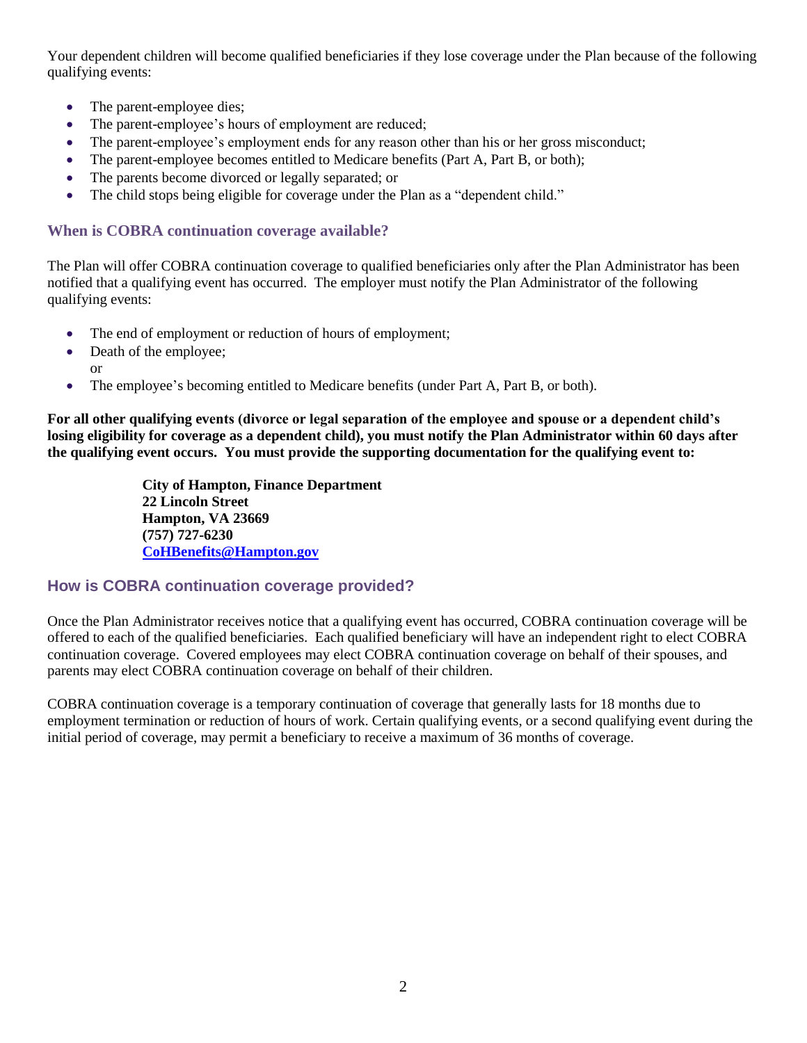Your dependent children will become qualified beneficiaries if they lose coverage under the Plan because of the following qualifying events:

- The parent-employee dies;
- The parent-employee's hours of employment are reduced;
- The parent-employee's employment ends for any reason other than his or her gross misconduct;
- The parent-employee becomes entitled to Medicare benefits (Part A, Part B, or both);
- The parents become divorced or legally separated; or
- The child stops being eligible for coverage under the Plan as a "dependent child."

### When is COBRA continuation coverage available?

The Plan will offer COBRA continuation coverage to qualified beneficiaries only after the Plan Administrator has been notified that a qualifying event has occurred. The employer must notify the Plan Administrator of the following qualifying events:

- The end of employment or reduction of hours of employment;
- Death of the employee;
  or
- The employee's becoming entitled to Medicare benefits (under Part A, Part B, or both).

**For all other qualifying events (divorce or legal separation of the employee and spouse or a dependent child's losing eligibility for coverage as a dependent child), you must notify the Plan Administrator within 60 days after the qualifying event occurs. You must provide the supporting documentation for the qualifying event to:**

**City of Hampton, Finance Department**
**22 Lincoln Street**
**Hampton, VA 23669**
**(757) 727-6230**
**CoHBenefits@Hampton.gov**

### How is COBRA continuation coverage provided?

Once the Plan Administrator receives notice that a qualifying event has occurred, COBRA continuation coverage will be offered to each of the qualified beneficiaries. Each qualified beneficiary will have an independent right to elect COBRA continuation coverage. Covered employees may elect COBRA continuation coverage on behalf of their spouses, and parents may elect COBRA continuation coverage on behalf of their children.

COBRA continuation coverage is a temporary continuation of coverage that generally lasts for 18 months due to employment termination or reduction of hours of work. Certain qualifying events, or a second qualifying event during the initial period of coverage, may permit a beneficiary to receive a maximum of 36 months of coverage.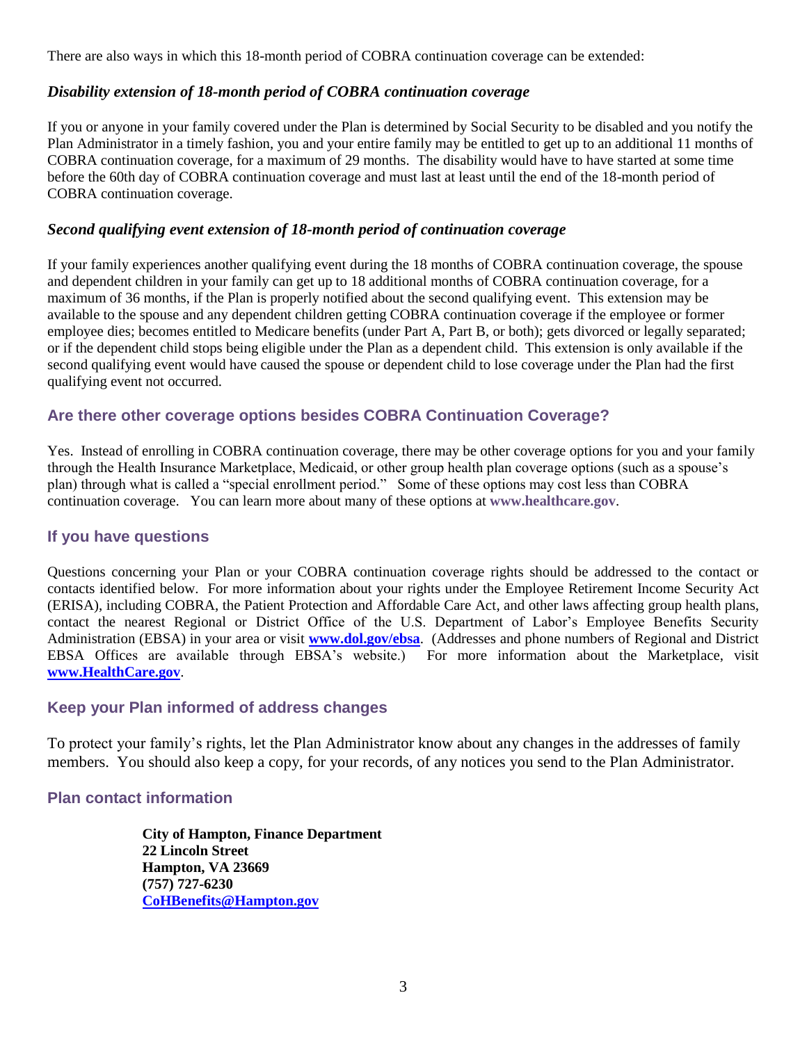There are also ways in which this 18-month period of COBRA continuation coverage can be extended:

### *Disability extension of 18-month period of COBRA continuation coverage*

If you or anyone in your family covered under the Plan is determined by Social Security to be disabled and you notify the Plan Administrator in a timely fashion, you and your entire family may be entitled to get up to an additional 11 months of COBRA continuation coverage, for a maximum of 29 months. The disability would have to have started at some time before the 60th day of COBRA continuation coverage and must last at least until the end of the 18-month period of COBRA continuation coverage.

### *Second qualifying event extension of 18-month period of continuation coverage*

If your family experiences another qualifying event during the 18 months of COBRA continuation coverage, the spouse and dependent children in your family can get up to 18 additional months of COBRA continuation coverage, for a maximum of 36 months, if the Plan is properly notified about the second qualifying event. This extension may be available to the spouse and any dependent children getting COBRA continuation coverage if the employee or former employee dies; becomes entitled to Medicare benefits (under Part A, Part B, or both); gets divorced or legally separated; or if the dependent child stops being eligible under the Plan as a dependent child. This extension is only available if the second qualifying event would have caused the spouse or dependent child to lose coverage under the Plan had the first qualifying event not occurred.

## Are there other coverage options besides COBRA Continuation Coverage?

Yes. Instead of enrolling in COBRA continuation coverage, there may be other coverage options for you and your family through the Health Insurance Marketplace, Medicaid, or other group health plan coverage options (such as a spouse's plan) through what is called a "special enrollment period." Some of these options may cost less than COBRA continuation coverage. You can learn more about many of these options at **www.healthcare.gov**.

## If you have questions

Questions concerning your Plan or your COBRA continuation coverage rights should be addressed to the contact or contacts identified below. For more information about your rights under the Employee Retirement Income Security Act (ERISA), including COBRA, the Patient Protection and Affordable Care Act, and other laws affecting group health plans, contact the nearest Regional or District Office of the U.S. Department of Labor's Employee Benefits Security Administration (EBSA) in your area or visit **www.dol.gov/ebsa**. (Addresses and phone numbers of Regional and District EBSA Offices are available through EBSA's website.) For more information about the Marketplace, visit **www.HealthCare.gov**.

## Keep your Plan informed of address changes

To protect your family's rights, let the Plan Administrator know about any changes in the addresses of family members. You should also keep a copy, for your records, of any notices you send to the Plan Administrator.

## Plan contact information

**City of Hampton, Finance Department**
**22 Lincoln Street**
**Hampton, VA 23669**
**(757) 727-6230**
**CoHBenefits@Hampton.gov**